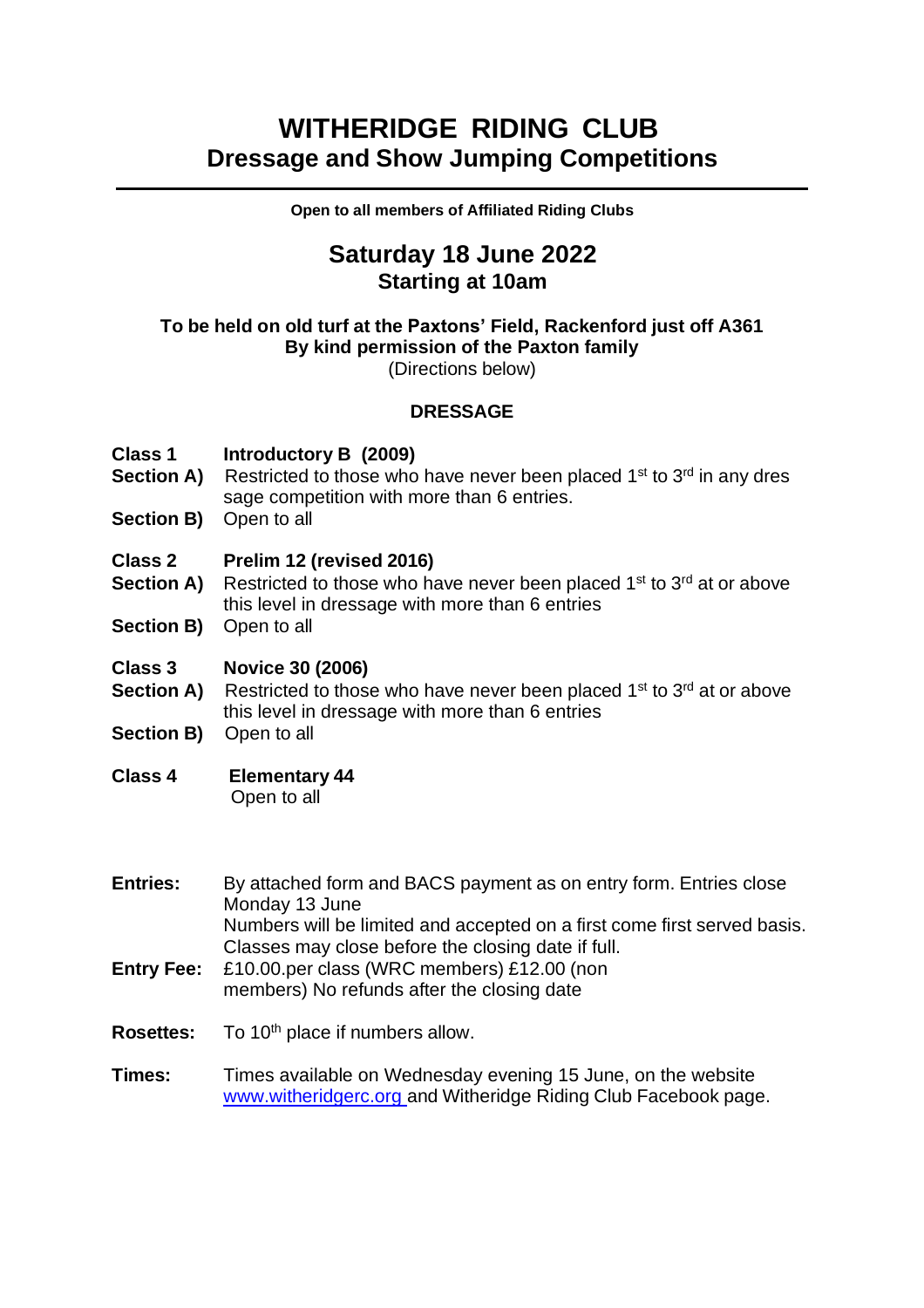# WITHERIDGE RIDING CLUB

## Dressage and Show Jumping Competitions

---

**Open to all members of Affiliated Riding Clubs**

## Saturday 18 June 2022

### Starting at 10am

**To be held on old turf at the Paxtons' Field, Rackenford just off A361**
**By kind permission of the Paxton family**
(Directions below)

### DRESSAGE

**Class 1** **Introductory B (2009)**
**Section A)** Restricted to those who have never been placed 1st to 3rd in any dres sage competition with more than 6 entries.
**Section B)** Open to all

**Class 2** **Prelim 12 (revised 2016)**
**Section A)** Restricted to those who have never been placed 1st to 3rd at or above this level in dressage with more than 6 entries
**Section B)** Open to all

**Class 3** **Novice 30 (2006)**
**Section A)** Restricted to those who have never been placed 1st to 3rd at or above this level in dressage with more than 6 entries
**Section B)** Open to all

**Class 4** **Elementary 44**
Open to all

**Entries:** By attached form and BACS payment as on entry form. Entries close Monday 13 June
Numbers will be limited and accepted on a first come first served basis. Classes may close before the closing date if full.

**Entry Fee:** £10.00.per class (WRC members) £12.00 (non members) No refunds after the closing date

**Rosettes:** To 10th place if numbers allow.

**Times:** Times available on Wednesday evening 15 June, on the website www.witheridgerc.org and Witheridge Riding Club Facebook page.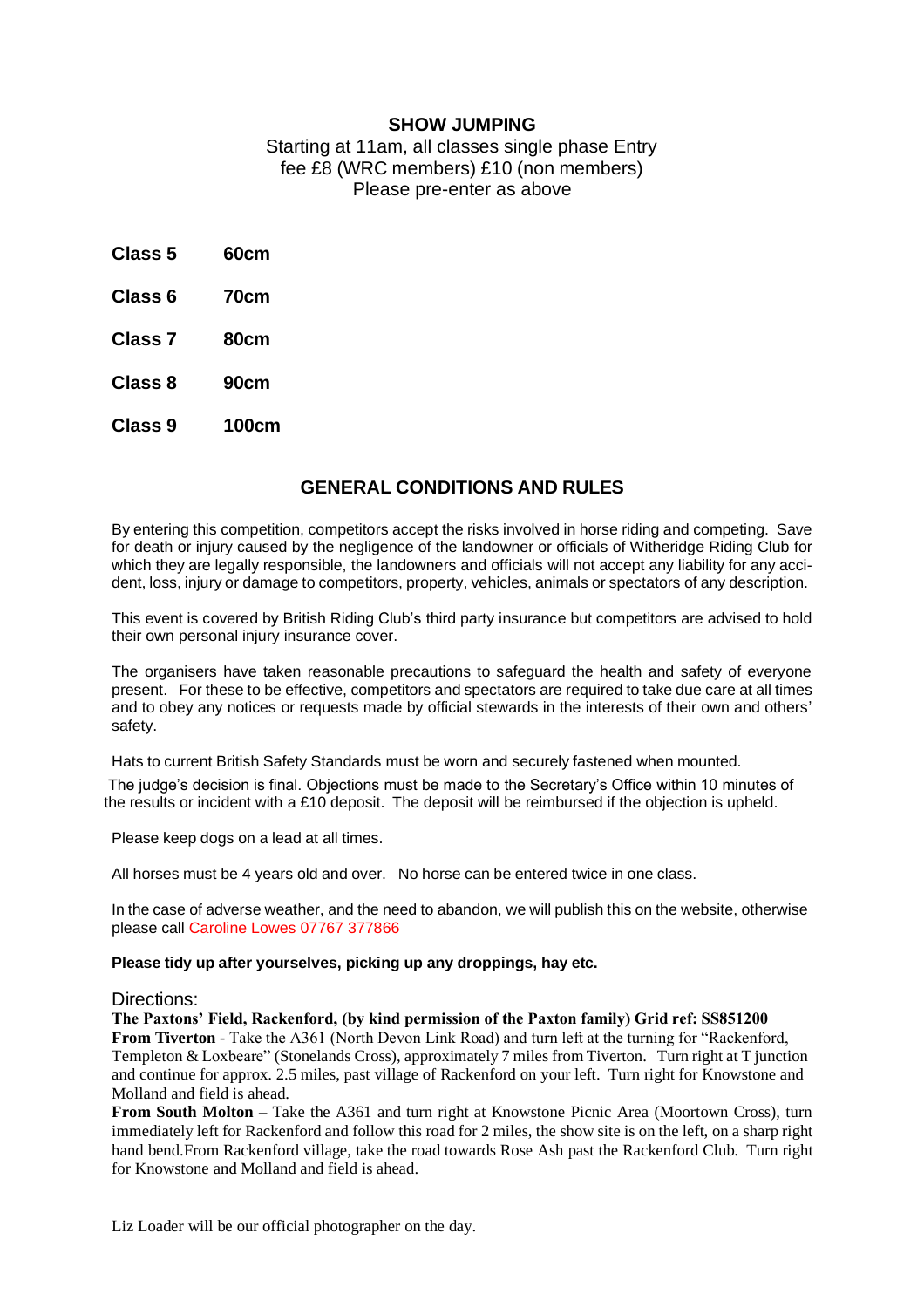## SHOW JUMPING

Starting at 11am, all classes single phase Entry fee £8 (WRC members) £10 (non members)
Please pre-enter as above

| | |
|---|---|
| **Class 5** | **60cm** |
| **Class 6** | **70cm** |
| **Class 7** | **80cm** |
| **Class 8** | **90cm** |
| **Class 9** | **100cm** |

## GENERAL CONDITIONS AND RULES

By entering this competition, competitors accept the risks involved in horse riding and competing. Save for death or injury caused by the negligence of the landowner or officials of Witheridge Riding Club for which they are legally responsible, the landowners and officials will not accept any liability for any accident, loss, injury or damage to competitors, property, vehicles, animals or spectators of any description.

This event is covered by British Riding Club's third party insurance but competitors are advised to hold their own personal injury insurance cover.

The organisers have taken reasonable precautions to safeguard the health and safety of everyone present. For these to be effective, competitors and spectators are required to take due care at all times and to obey any notices or requests made by official stewards in the interests of their own and others' safety.

Hats to current British Safety Standards must be worn and securely fastened when mounted.

The judge's decision is final. Objections must be made to the Secretary's Office within 10 minutes of the results or incident with a £10 deposit. The deposit will be reimbursed if the objection is upheld.

Please keep dogs on a lead at all times.

All horses must be 4 years old and over. No horse can be entered twice in one class.

In the case of adverse weather, and the need to abandon, we will publish this on the website, otherwise please call Caroline Lowes 07767 377866

**Please tidy up after yourselves, picking up any droppings, hay etc.**

Directions:

**The Paxtons' Field, Rackenford, (by kind permission of the Paxton family) Grid ref: SS851200**

**From Tiverton** - Take the A361 (North Devon Link Road) and turn left at the turning for "Rackenford, Templeton & Loxbeare" (Stonelands Cross), approximately 7 miles from Tiverton. Turn right at T junction and continue for approx. 2.5 miles, past village of Rackenford on your left. Turn right for Knowstone and Molland and field is ahead.

**From South Molton** – Take the A361 and turn right at Knowstone Picnic Area (Moortown Cross), turn immediately left for Rackenford and follow this road for 2 miles, the show site is on the left, on a sharp right hand bend.From Rackenford village, take the road towards Rose Ash past the Rackenford Club. Turn right for Knowstone and Molland and field is ahead.

Liz Loader will be our official photographer on the day.